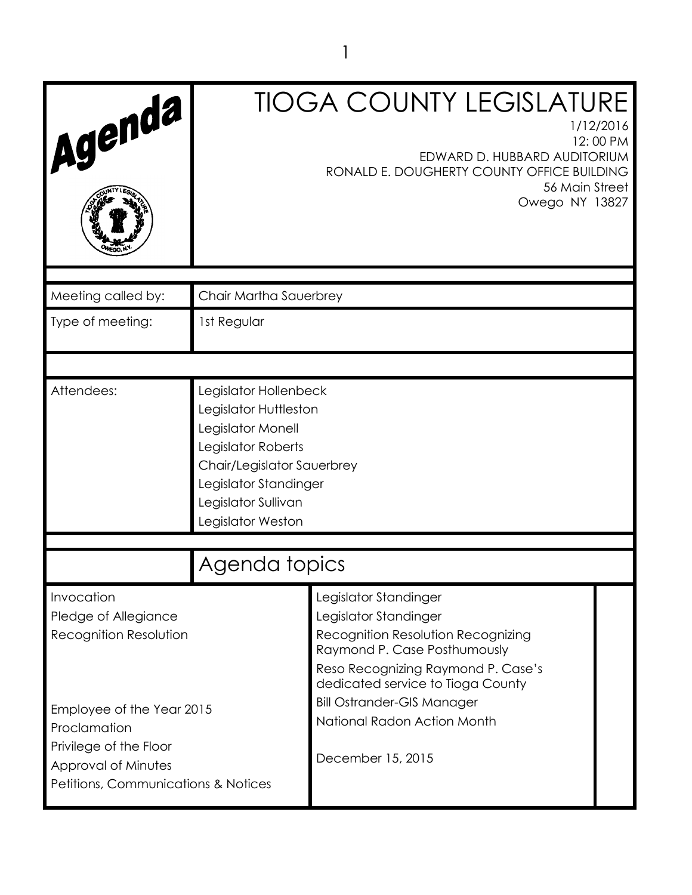# Agenda

# TIOGA COUNTY LEGISLATURE

1/12/2016
12: 00 PM
EDWARD D. HUBBARD AUDITORIUM
RONALD E. DOUGHERTY COUNTY OFFICE BUILDING
56 Main Street
Owego NY 13827

| | |
|---|---|
| Meeting called by: | Chair Martha Sauerbrey |
| Type of meeting: | 1st Regular |
| Attendees: | Legislator Hollenbeck<br>Legislator Huttleston<br>Legislator Monell<br>Legislator Roberts<br>Chair/Legislator Sauerbrey<br>Legislator Standinger<br>Legislator Sullivan<br>Legislator Weston |

## Agenda topics

| | |
|---|---|
| Invocation | Legislator Standinger |
| Pledge of Allegiance | Legislator Standinger |
| Recognition Resolution | Recognition Resolution Recognizing Raymond P. Case Posthumously<br>Reso Recognizing Raymond P. Case's dedicated service to Tioga County |
| Employee of the Year 2015 | Bill Ostrander-GIS Manager |
| Proclamation | National Radon Action Month |
| Privilege of the Floor | |
| Approval of Minutes | December 15, 2015 |
| Petitions, Communications & Notices | |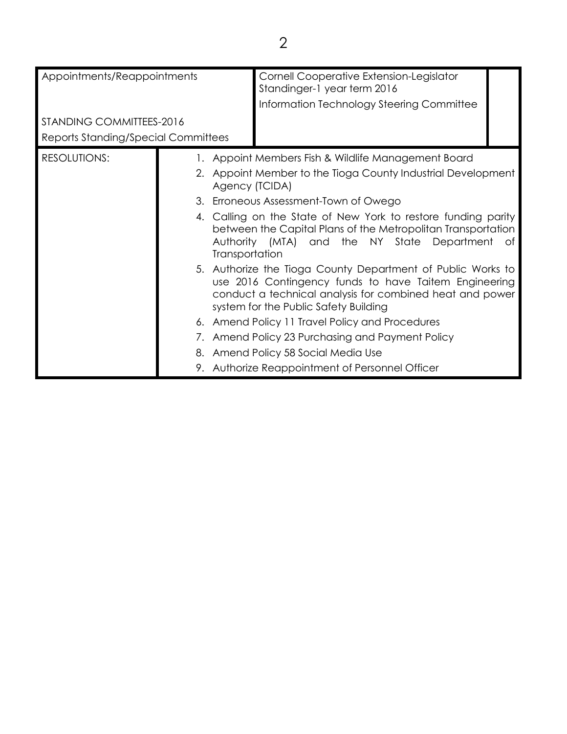| Appointments/Reappointments | | Cornell Cooperative Extension-Legislator Standinger-1 year term 2016 | |
|---|---|---|---|
| | | Information Technology Steering Committee | |
| STANDING COMMITTEES-2016 | | | |
| Reports Standing/Special Committees | | | |
| RESOLUTIONS: | 1. Appoint Members Fish & Wildlife Management Board<br>2. Appoint Member to the Tioga County Industrial Development Agency (TCIDA)<br>3. Erroneous Assessment-Town of Owego<br>4. Calling on the State of New York to restore funding parity between the Capital Plans of the Metropolitan Transportation Authority (MTA) and the NY State Department of Transportation<br>5. Authorize the Tioga County Department of Public Works to use 2016 Contingency funds to have Taitem Engineering conduct a technical analysis for combined heat and power system for the Public Safety Building<br>6. Amend Policy 11 Travel Policy and Procedures<br>7. Amend Policy 23 Purchasing and Payment Policy<br>8. Amend Policy 58 Social Media Use<br>9. Authorize Reappointment of Personnel Officer | | |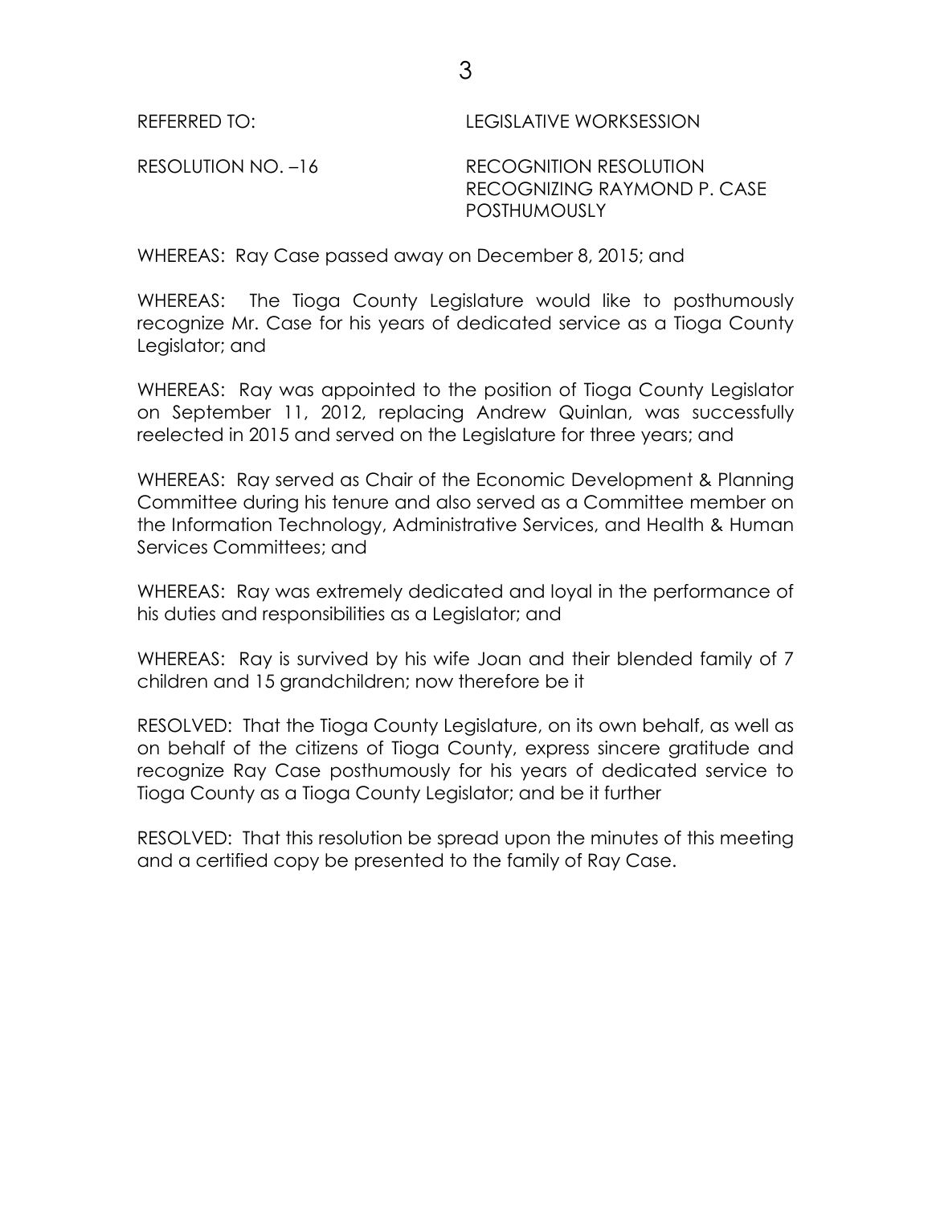REFERRED TO: LEGISLATIVE WORKSESSION

RESOLUTION NO. –16 RECOGNITION RESOLUTION RECOGNIZING RAYMOND P. CASE POSTHUMOUSLY

WHEREAS: Ray Case passed away on December 8, 2015; and

WHEREAS: The Tioga County Legislature would like to posthumously recognize Mr. Case for his years of dedicated service as a Tioga County Legislator; and

WHEREAS: Ray was appointed to the position of Tioga County Legislator on September 11, 2012, replacing Andrew Quinlan, was successfully reelected in 2015 and served on the Legislature for three years; and

WHEREAS: Ray served as Chair of the Economic Development & Planning Committee during his tenure and also served as a Committee member on the Information Technology, Administrative Services, and Health & Human Services Committees; and

WHEREAS: Ray was extremely dedicated and loyal in the performance of his duties and responsibilities as a Legislator; and

WHEREAS: Ray is survived by his wife Joan and their blended family of 7 children and 15 grandchildren; now therefore be it

RESOLVED: That the Tioga County Legislature, on its own behalf, as well as on behalf of the citizens of Tioga County, express sincere gratitude and recognize Ray Case posthumously for his years of dedicated service to Tioga County as a Tioga County Legislator; and be it further

RESOLVED: That this resolution be spread upon the minutes of this meeting and a certified copy be presented to the family of Ray Case.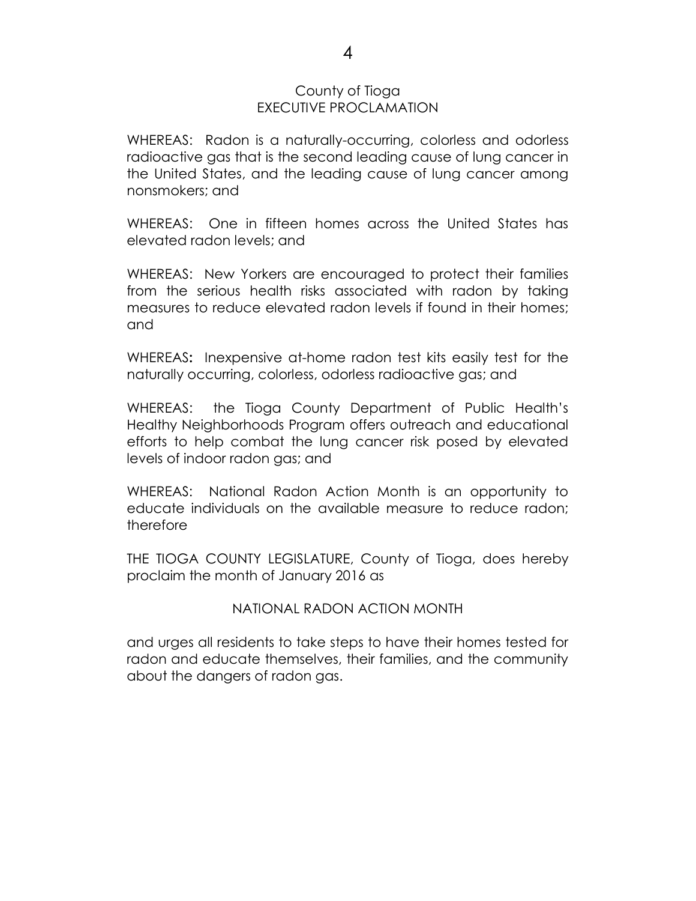County of Tioga
EXECUTIVE PROCLAMATION

WHEREAS: Radon is a naturally-occurring, colorless and odorless radioactive gas that is the second leading cause of lung cancer in the United States, and the leading cause of lung cancer among nonsmokers; and

WHEREAS: One in fifteen homes across the United States has elevated radon levels; and

WHEREAS: New Yorkers are encouraged to protect their families from the serious health risks associated with radon by taking measures to reduce elevated radon levels if found in their homes; and

WHEREAS**:** Inexpensive at-home radon test kits easily test for the naturally occurring, colorless, odorless radioactive gas; and

WHEREAS: the Tioga County Department of Public Health's Healthy Neighborhoods Program offers outreach and educational efforts to help combat the lung cancer risk posed by elevated levels of indoor radon gas; and

WHEREAS: National Radon Action Month is an opportunity to educate individuals on the available measure to reduce radon; therefore

THE TIOGA COUNTY LEGISLATURE, County of Tioga, does hereby proclaim the month of January 2016 as

NATIONAL RADON ACTION MONTH

and urges all residents to take steps to have their homes tested for radon and educate themselves, their families, and the community about the dangers of radon gas.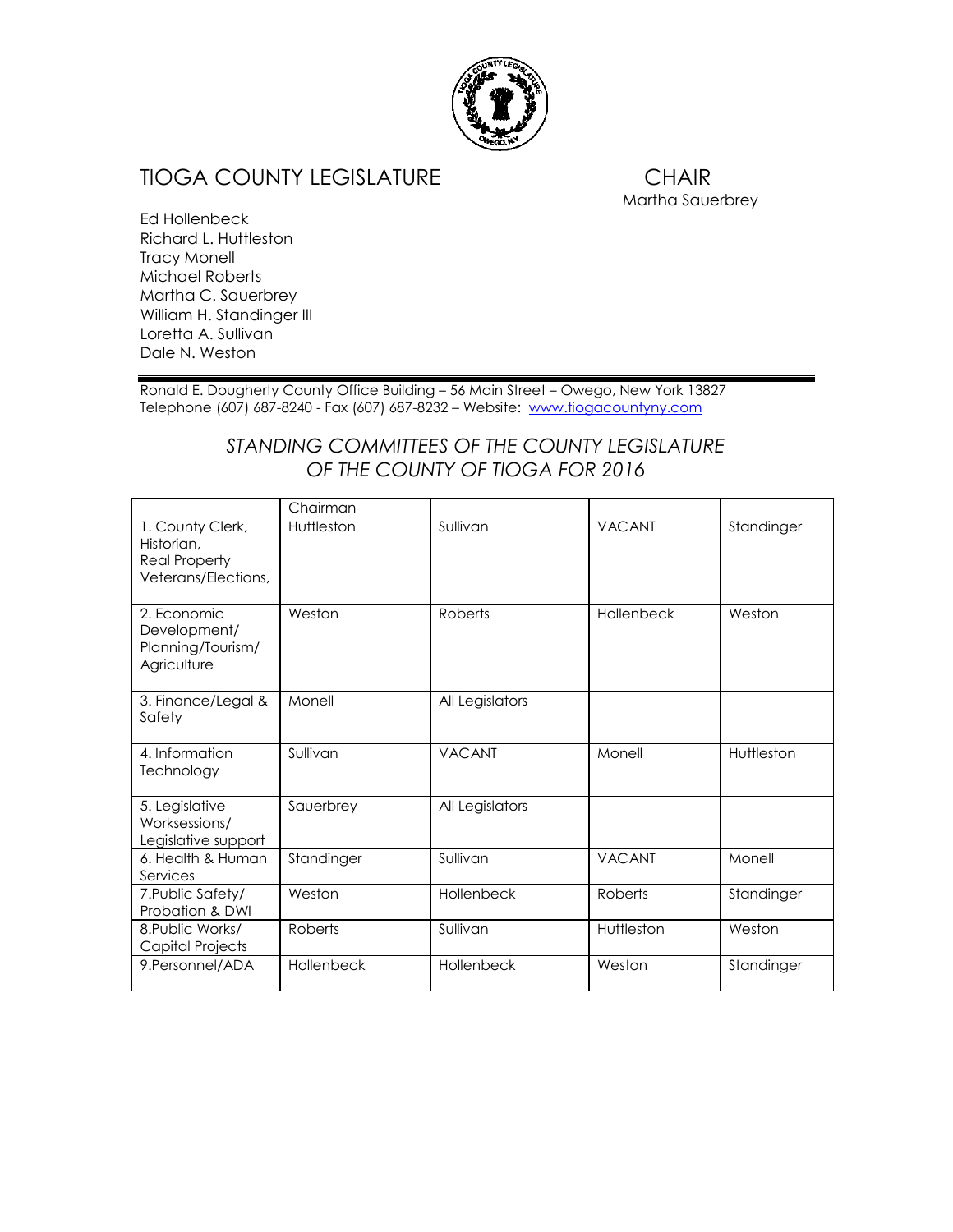# TIOGA COUNTY LEGISLATURE

**CHAIR**
Martha Sauerbrey

Ed Hollenbeck
Richard L. Huttleston
Tracy Monell
Michael Roberts
Martha C. Sauerbrey
William H. Standinger III
Loretta A. Sullivan
Dale N. Weston

Ronald E. Dougherty County Office Building – 56 Main Street – Owego, New York 13827
Telephone (607) 687-8240 - Fax (607) 687-8232 – Website: www.tiogacountyny.com

## *STANDING COMMITTEES OF THE COUNTY LEGISLATURE OF THE COUNTY OF TIOGA FOR 2016*

| | Chairman | | | |
|---|---|---|---|---|
| 1. County Clerk, Historian, Real Property Veterans/Elections, | Huttleston | Sullivan | VACANT | Standinger |
| 2. Economic Development/ Planning/Tourism/ Agriculture | Weston | Roberts | Hollenbeck | Weston |
| 3. Finance/Legal & Safety | Monell | All Legislators | | |
| 4. Information Technology | Sullivan | VACANT | Monell | Huttleston |
| 5. Legislative Worksessions/ Legislative support | Sauerbrey | All Legislators | | |
| 6. Health & Human Services | Standinger | Sullivan | VACANT | Monell |
| 7.Public Safety/ Probation & DWI | Weston | Hollenbeck | Roberts | Standinger |
| 8.Public Works/ Capital Projects | Roberts | Sullivan | Huttleston | Weston |
| 9.Personnel/ADA | Hollenbeck | Hollenbeck | Weston | Standinger |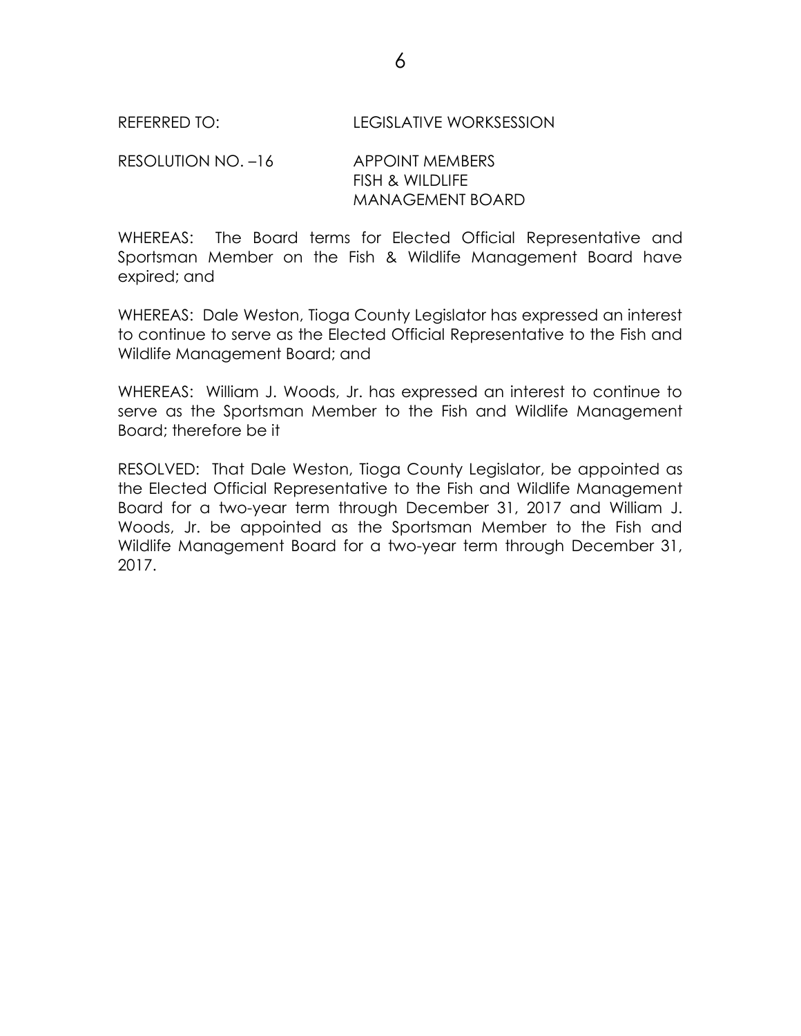REFERRED TO: LEGISLATIVE WORKSESSION

RESOLUTION NO. –16 APPOINT MEMBERS
FISH & WILDLIFE
MANAGEMENT BOARD

WHEREAS: The Board terms for Elected Official Representative and Sportsman Member on the Fish & Wildlife Management Board have expired; and

WHEREAS: Dale Weston, Tioga County Legislator has expressed an interest to continue to serve as the Elected Official Representative to the Fish and Wildlife Management Board; and

WHEREAS: William J. Woods, Jr. has expressed an interest to continue to serve as the Sportsman Member to the Fish and Wildlife Management Board; therefore be it

RESOLVED: That Dale Weston, Tioga County Legislator, be appointed as the Elected Official Representative to the Fish and Wildlife Management Board for a two-year term through December 31, 2017 and William J. Woods, Jr. be appointed as the Sportsman Member to the Fish and Wildlife Management Board for a two-year term through December 31, 2017.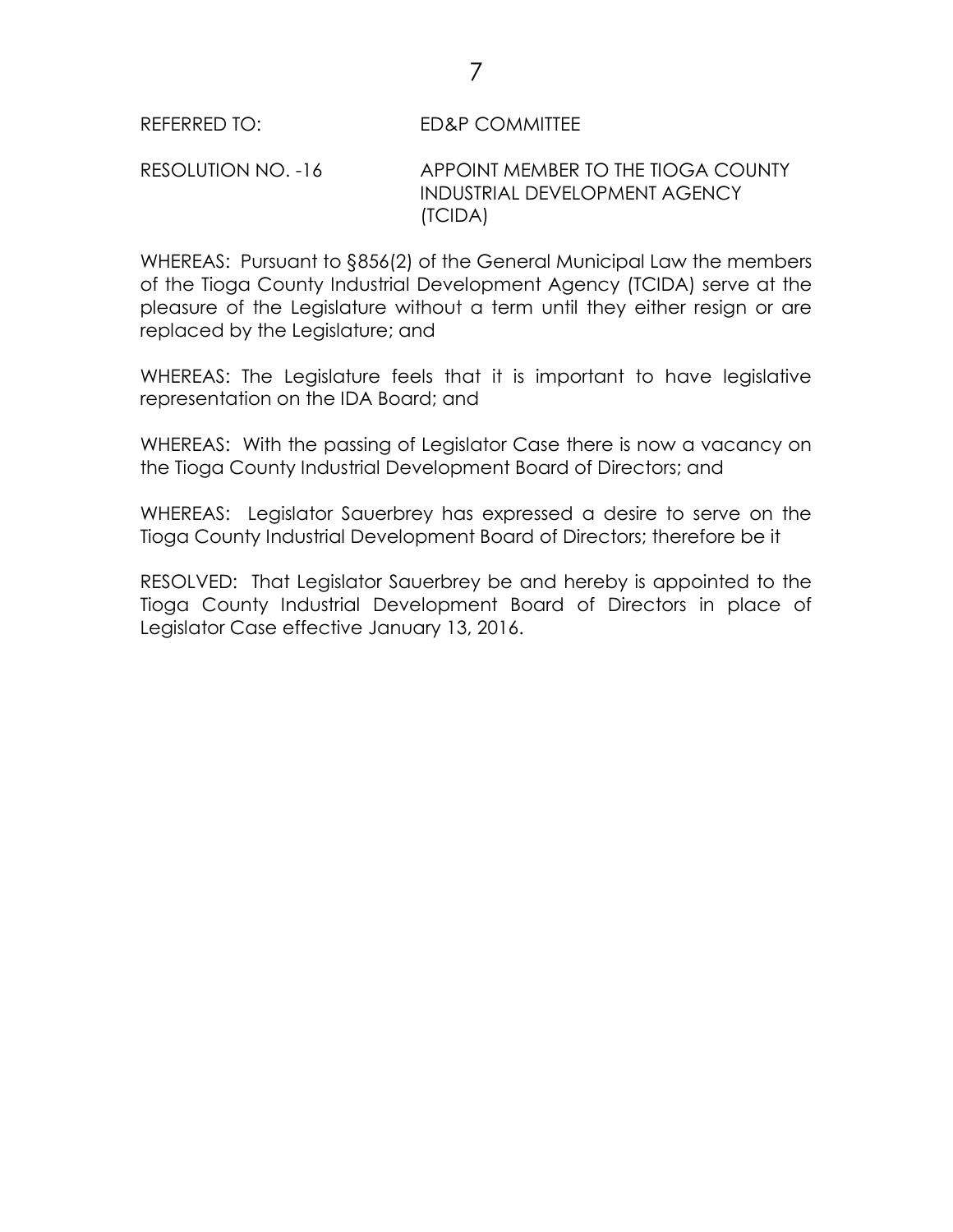REFERRED TO: ED&P COMMITTEE

RESOLUTION NO. -16 APPOINT MEMBER TO THE TIOGA COUNTY INDUSTRIAL DEVELOPMENT AGENCY (TCIDA)

WHEREAS: Pursuant to §856(2) of the General Municipal Law the members of the Tioga County Industrial Development Agency (TCIDA) serve at the pleasure of the Legislature without a term until they either resign or are replaced by the Legislature; and

WHEREAS: The Legislature feels that it is important to have legislative representation on the IDA Board; and

WHEREAS: With the passing of Legislator Case there is now a vacancy on the Tioga County Industrial Development Board of Directors; and

WHEREAS: Legislator Sauerbrey has expressed a desire to serve on the Tioga County Industrial Development Board of Directors; therefore be it

RESOLVED: That Legislator Sauerbrey be and hereby is appointed to the Tioga County Industrial Development Board of Directors in place of Legislator Case effective January 13, 2016.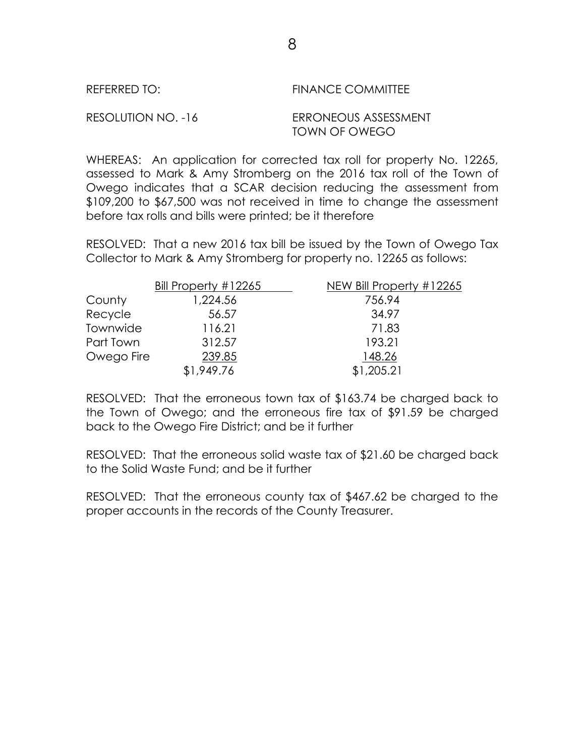REFERRED TO: FINANCE COMMITTEE

RESOLUTION NO. -16 ERRONEOUS ASSESSMENT
TOWN OF OWEGO

WHEREAS: An application for corrected tax roll for property No. 12265, assessed to Mark & Amy Stromberg on the 2016 tax roll of the Town of Owego indicates that a SCAR decision reducing the assessment from $109,200 to $67,500 was not received in time to change the assessment before tax rolls and bills were printed; be it therefore

RESOLVED: That a new 2016 tax bill be issued by the Town of Owego Tax Collector to Mark & Amy Stromberg for property no. 12265 as follows:

| | Bill Property #12265 | NEW Bill Property #12265 |
|---|---|---|
| County | 1,224.56 | 756.94 |
| Recycle | 56.57 | 34.97 |
| Townwide | 116.21 | 71.83 |
| Part Town | 312.57 | 193.21 |
| Owego Fire | 239.85 | 148.26 |
| | $1,949.76 | $1,205.21 |

RESOLVED: That the erroneous town tax of $163.74 be charged back to the Town of Owego; and the erroneous fire tax of $91.59 be charged back to the Owego Fire District; and be it further

RESOLVED: That the erroneous solid waste tax of $21.60 be charged back to the Solid Waste Fund; and be it further

RESOLVED: That the erroneous county tax of $467.62 be charged to the proper accounts in the records of the County Treasurer.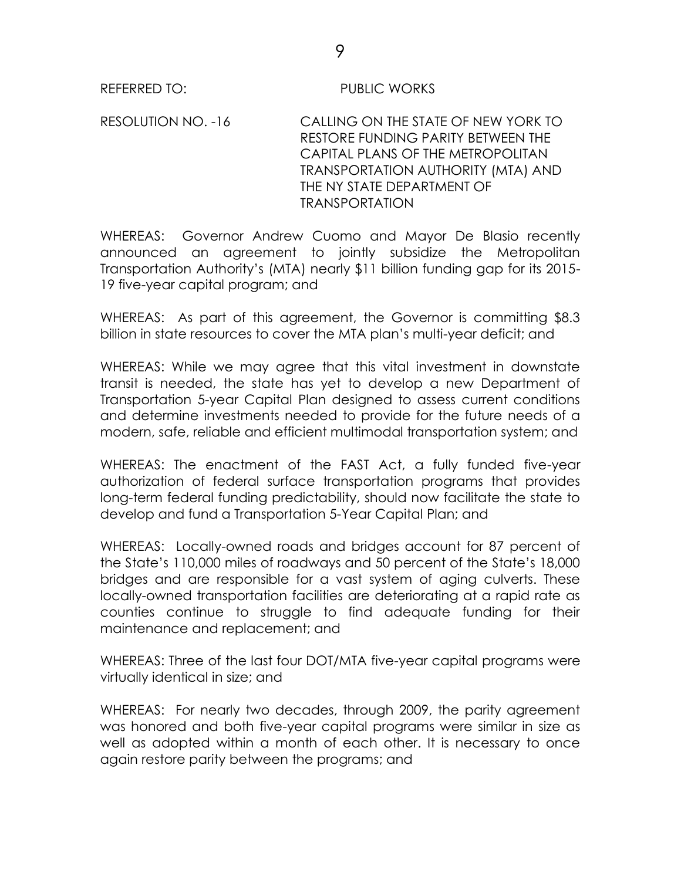REFERRED TO: PUBLIC WORKS

RESOLUTION NO. -16 CALLING ON THE STATE OF NEW YORK TO RESTORE FUNDING PARITY BETWEEN THE CAPITAL PLANS OF THE METROPOLITAN TRANSPORTATION AUTHORITY (MTA) AND THE NY STATE DEPARTMENT OF TRANSPORTATION

WHEREAS: Governor Andrew Cuomo and Mayor De Blasio recently announced an agreement to jointly subsidize the Metropolitan Transportation Authority's (MTA) nearly $11 billion funding gap for its 2015-19 five-year capital program; and

WHEREAS: As part of this agreement, the Governor is committing $8.3 billion in state resources to cover the MTA plan's multi-year deficit; and

WHEREAS: While we may agree that this vital investment in downstate transit is needed, the state has yet to develop a new Department of Transportation 5-year Capital Plan designed to assess current conditions and determine investments needed to provide for the future needs of a modern, safe, reliable and efficient multimodal transportation system; and

WHEREAS: The enactment of the FAST Act, a fully funded five-year authorization of federal surface transportation programs that provides long-term federal funding predictability, should now facilitate the state to develop and fund a Transportation 5-Year Capital Plan; and

WHEREAS: Locally-owned roads and bridges account for 87 percent of the State's 110,000 miles of roadways and 50 percent of the State's 18,000 bridges and are responsible for a vast system of aging culverts. These locally-owned transportation facilities are deteriorating at a rapid rate as counties continue to struggle to find adequate funding for their maintenance and replacement; and

WHEREAS: Three of the last four DOT/MTA five-year capital programs were virtually identical in size; and

WHEREAS: For nearly two decades, through 2009, the parity agreement was honored and both five-year capital programs were similar in size as well as adopted within a month of each other. It is necessary to once again restore parity between the programs; and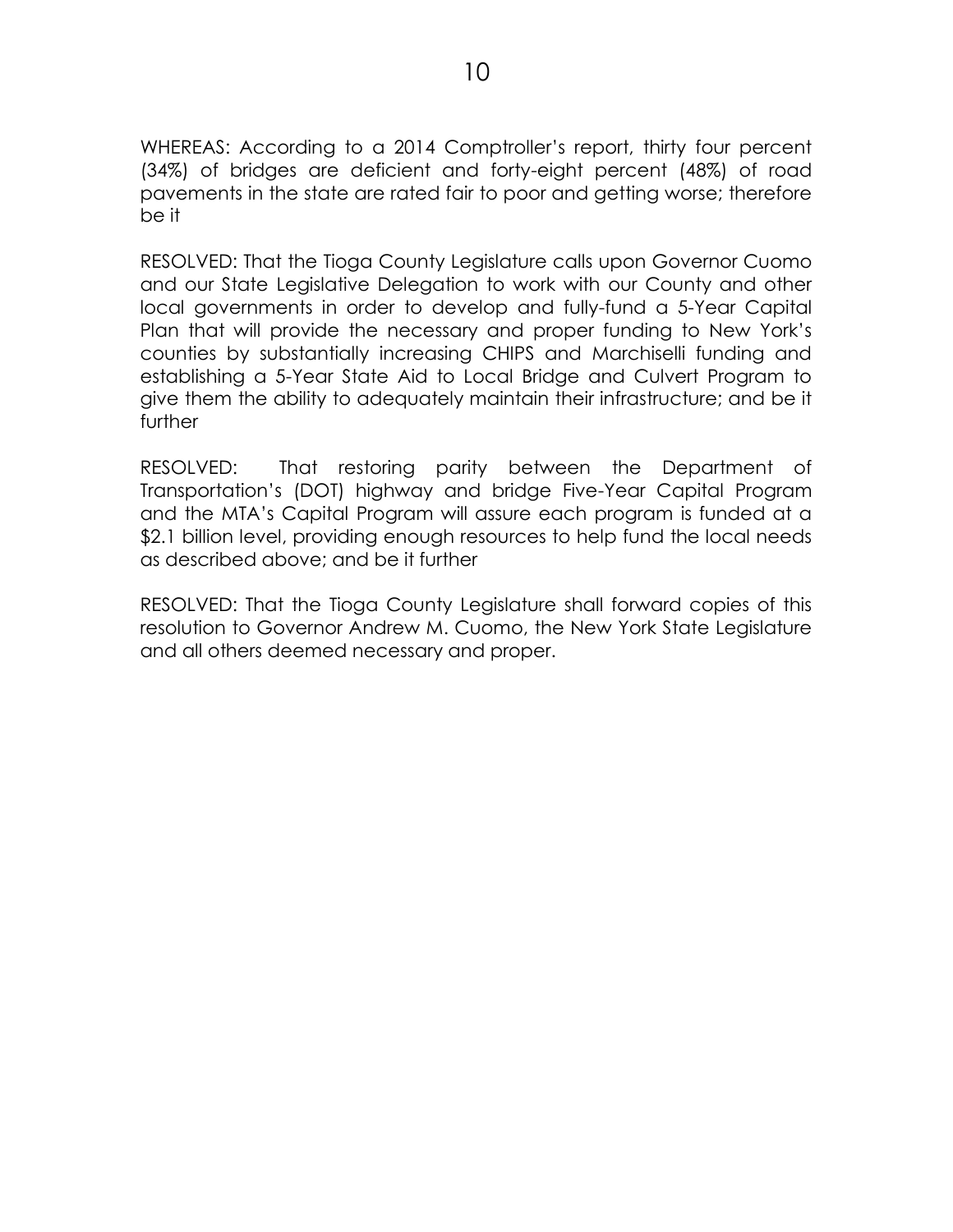WHEREAS: According to a 2014 Comptroller's report, thirty four percent (34%) of bridges are deficient and forty-eight percent (48%) of road pavements in the state are rated fair to poor and getting worse; therefore be it

RESOLVED: That the Tioga County Legislature calls upon Governor Cuomo and our State Legislative Delegation to work with our County and other local governments in order to develop and fully-fund a 5-Year Capital Plan that will provide the necessary and proper funding to New York's counties by substantially increasing CHIPS and Marchiselli funding and establishing a 5-Year State Aid to Local Bridge and Culvert Program to give them the ability to adequately maintain their infrastructure; and be it further

RESOLVED: That restoring parity between the Department of Transportation's (DOT) highway and bridge Five-Year Capital Program and the MTA's Capital Program will assure each program is funded at a $2.1 billion level, providing enough resources to help fund the local needs as described above; and be it further

RESOLVED: That the Tioga County Legislature shall forward copies of this resolution to Governor Andrew M. Cuomo, the New York State Legislature and all others deemed necessary and proper.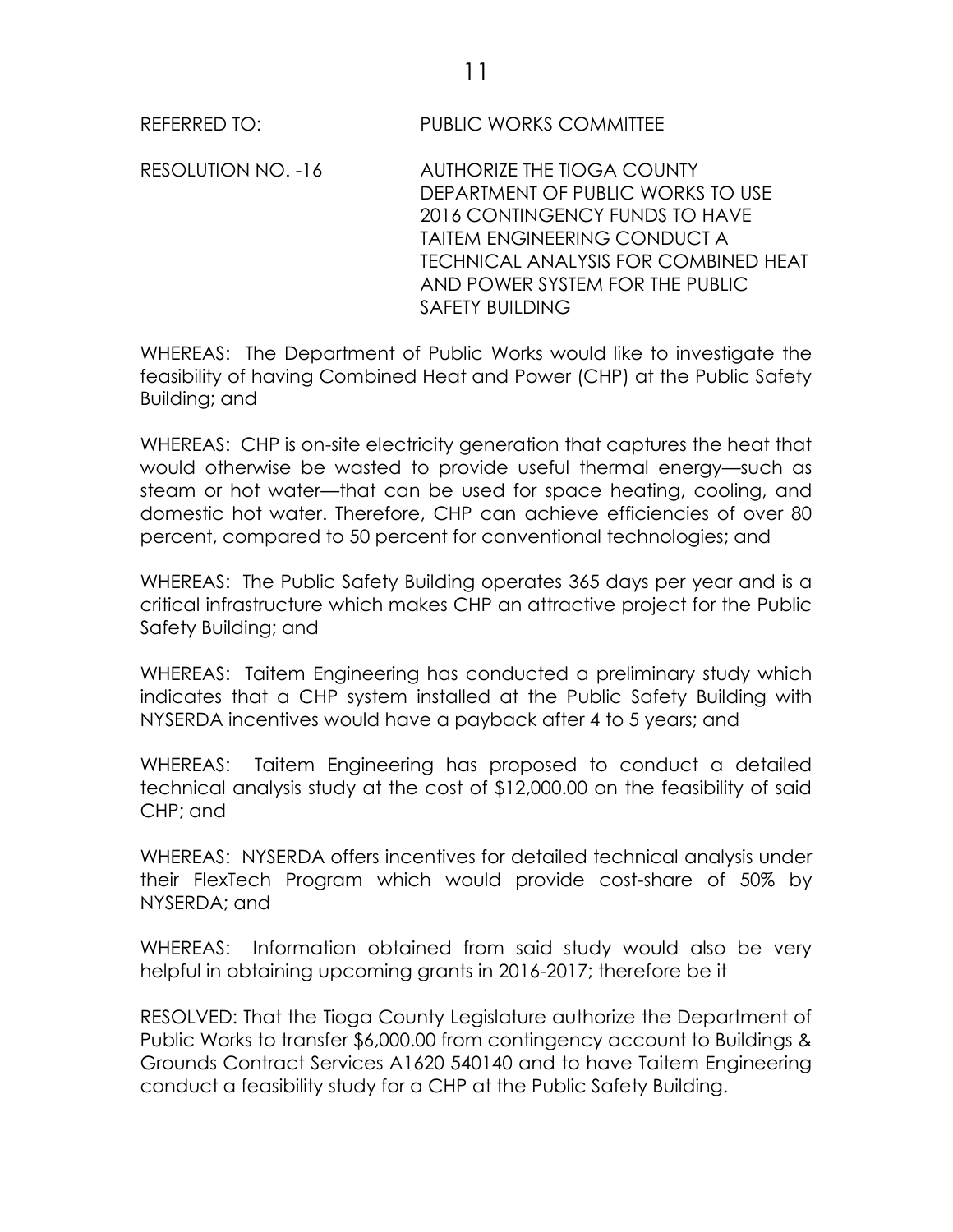REFERRED TO: PUBLIC WORKS COMMITTEE

RESOLUTION NO. -16 AUTHORIZE THE TIOGA COUNTY DEPARTMENT OF PUBLIC WORKS TO USE 2016 CONTINGENCY FUNDS TO HAVE TAITEM ENGINEERING CONDUCT A TECHNICAL ANALYSIS FOR COMBINED HEAT AND POWER SYSTEM FOR THE PUBLIC SAFETY BUILDING

WHEREAS: The Department of Public Works would like to investigate the feasibility of having Combined Heat and Power (CHP) at the Public Safety Building; and

WHEREAS: CHP is on-site electricity generation that captures the heat that would otherwise be wasted to provide useful thermal energy—such as steam or hot water—that can be used for space heating, cooling, and domestic hot water. Therefore, CHP can achieve efficiencies of over 80 percent, compared to 50 percent for conventional technologies; and

WHEREAS: The Public Safety Building operates 365 days per year and is a critical infrastructure which makes CHP an attractive project for the Public Safety Building; and

WHEREAS: Taitem Engineering has conducted a preliminary study which indicates that a CHP system installed at the Public Safety Building with NYSERDA incentives would have a payback after 4 to 5 years; and

WHEREAS: Taitem Engineering has proposed to conduct a detailed technical analysis study at the cost of $12,000.00 on the feasibility of said CHP; and

WHEREAS: NYSERDA offers incentives for detailed technical analysis under their FlexTech Program which would provide cost-share of 50% by NYSERDA; and

WHEREAS: Information obtained from said study would also be very helpful in obtaining upcoming grants in 2016-2017; therefore be it

RESOLVED: That the Tioga County Legislature authorize the Department of Public Works to transfer $6,000.00 from contingency account to Buildings & Grounds Contract Services A1620 540140 and to have Taitem Engineering conduct a feasibility study for a CHP at the Public Safety Building.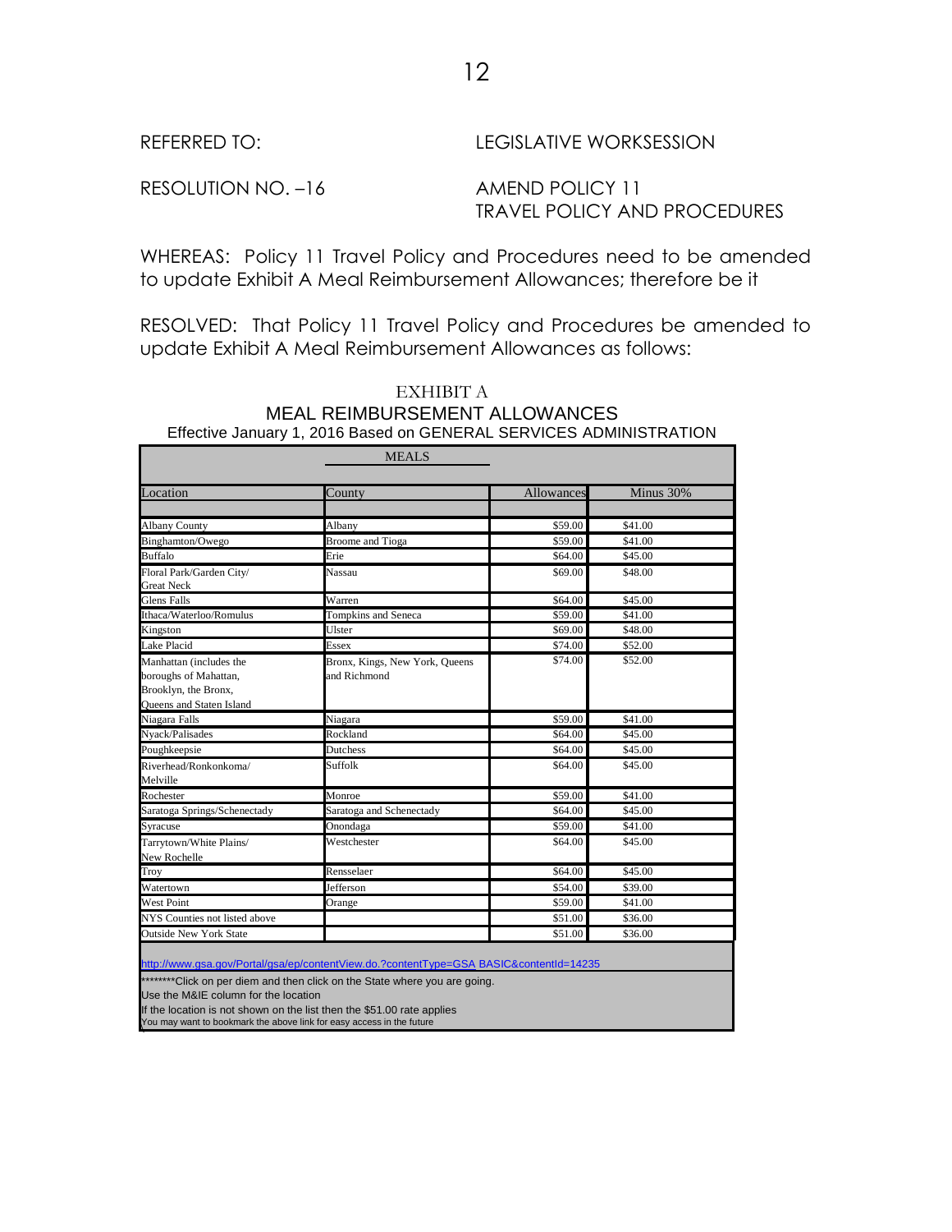REFERRED TO: LEGISLATIVE WORKSESSION

RESOLUTION NO. –16

AMEND POLICY 11
TRAVEL POLICY AND PROCEDURES

WHEREAS: Policy 11 Travel Policy and Procedures need to be amended to update Exhibit A Meal Reimbursement Allowances; therefore be it

RESOLVED: That Policy 11 Travel Policy and Procedures be amended to update Exhibit A Meal Reimbursement Allowances as follows:

## EXHIBIT A

### MEAL REIMBURSEMENT ALLOWANCES

Effective January 1, 2016 Based on GENERAL SERVICES ADMINISTRATION

MEALS

| Location | County | Allowances | Minus 30% |
|---|---|---|---|
| Albany County | Albany | $59.00 | $41.00 |
| Binghamton/Owego | Broome and Tioga | $59.00 | $41.00 |
| Buffalo | Erie | $64.00 | $45.00 |
| Floral Park/Garden City/ Great Neck | Nassau | $69.00 | $48.00 |
| Glens Falls | Warren | $64.00 | $45.00 |
| Ithaca/Waterloo/Romulus | Tompkins and Seneca | $59.00 | $41.00 |
| Kingston | Ulster | $69.00 | $48.00 |
| Lake Placid | Essex | $74.00 | $52.00 |
| Manhattan (includes the boroughs of Mahattan, Brooklyn, the Bronx, Queens and Staten Island | Bronx, Kings, New York, Queens and Richmond | $74.00 | $52.00 |
| Niagara Falls | Niagara | $59.00 | $41.00 |
| Nyack/Palisades | Rockland | $64.00 | $45.00 |
| Poughkeepsie | Dutchess | $64.00 | $45.00 |
| Riverhead/Ronkonkoma/ Melville | Suffolk | $64.00 | $45.00 |
| Rochester | Monroe | $59.00 | $41.00 |
| Saratoga Springs/Schenectady | Saratoga and Schenectady | $64.00 | $45.00 |
| Syracuse | Onondaga | $59.00 | $41.00 |
| Tarrytown/White Plains/ New Rochelle | Westchester | $64.00 | $45.00 |
| Troy | Rensselaer | $64.00 | $45.00 |
| Watertown | Jefferson | $54.00 | $39.00 |
| West Point | Orange | $59.00 | $41.00 |
| NYS Counties not listed above | | $51.00 | $36.00 |
| Outside New York State | | $51.00 | $36.00 |

http://www.gsa.gov/Portal/gsa/ep/contentView.do.?contentType=GSA BASIC&contentId=14235

********Click on per diem and then click on the State where you are going.
Use the M&IE column for the location
If the location is not shown on the list then the $51.00 rate applies
You may want to bookmark the above link for easy access in the future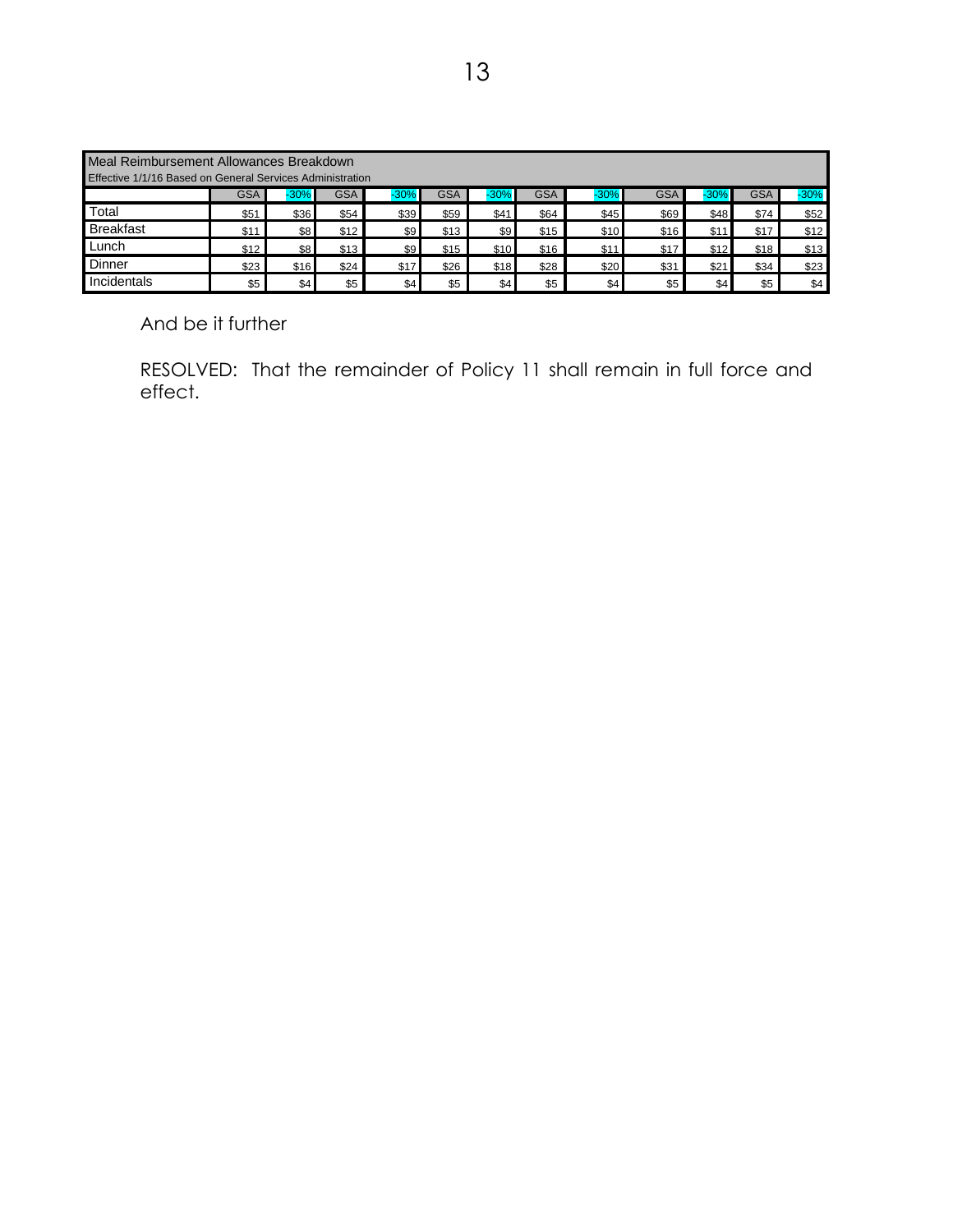| Meal Reimbursement Allowances Breakdown<br>Effective 1/1/16 Based on General Services Administration | | | | | | | | | | | | |
|---|---|---|---|---|---|---|---|---|---|---|---|---|
| | GSA | -30% | GSA | -30% | GSA | -30% | GSA | -30% | GSA | -30% | GSA | -30% |
| Total | $51 | $36 | $54 | $39 | $59 | $41 | $64 | $45 | $69 | $48 | $74 | $52 |
| Breakfast | $11 | $8 | $12 | $9 | $13 | $9 | $15 | $10 | $16 | $11 | $17 | $12 |
| Lunch | $12 | $8 | $13 | $9 | $15 | $10 | $16 | $11 | $17 | $12 | $18 | $13 |
| Dinner | $23 | $16 | $24 | $17 | $26 | $18 | $28 | $20 | $31 | $21 | $34 | $23 |
| Incidentals | $5 | $4 | $5 | $4 | $5 | $4 | $5 | $4 | $5 | $4 | $5 | $4 |

And be it further

RESOLVED: That the remainder of Policy 11 shall remain in full force and effect.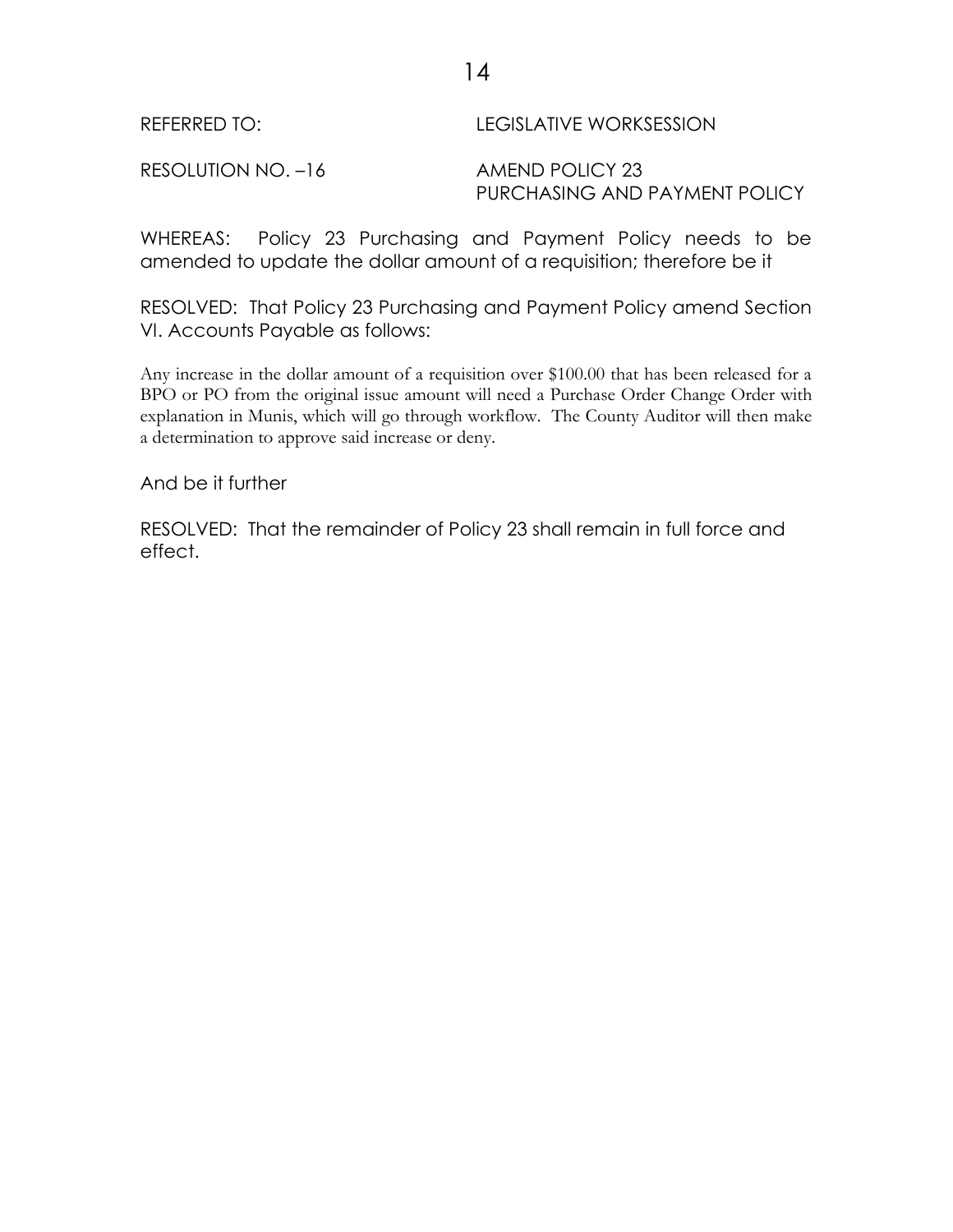REFERRED TO: LEGISLATIVE WORKSESSION

RESOLUTION NO. –16 AMEND POLICY 23
PURCHASING AND PAYMENT POLICY

WHEREAS: Policy 23 Purchasing and Payment Policy needs to be amended to update the dollar amount of a requisition; therefore be it

RESOLVED: That Policy 23 Purchasing and Payment Policy amend Section VI. Accounts Payable as follows:

Any increase in the dollar amount of a requisition over $100.00 that has been released for a BPO or PO from the original issue amount will need a Purchase Order Change Order with explanation in Munis, which will go through workflow. The County Auditor will then make a determination to approve said increase or deny.

And be it further

RESOLVED: That the remainder of Policy 23 shall remain in full force and effect.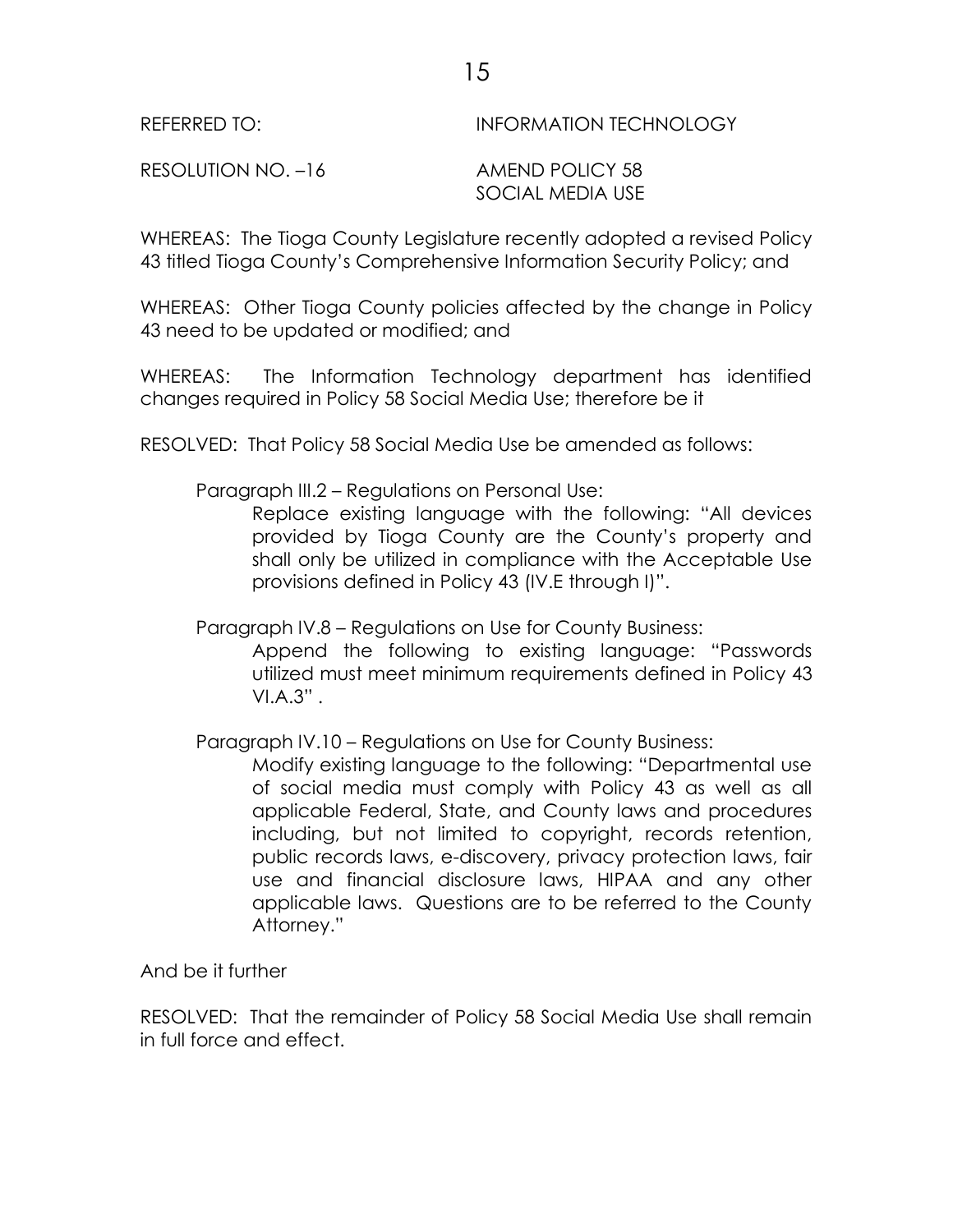REFERRED TO: INFORMATION TECHNOLOGY

RESOLUTION NO. –16 AMEND POLICY 58
SOCIAL MEDIA USE

WHEREAS: The Tioga County Legislature recently adopted a revised Policy 43 titled Tioga County's Comprehensive Information Security Policy; and

WHEREAS: Other Tioga County policies affected by the change in Policy 43 need to be updated or modified; and

WHEREAS: The Information Technology department has identified changes required in Policy 58 Social Media Use; therefore be it

RESOLVED: That Policy 58 Social Media Use be amended as follows:

Paragraph III.2 – Regulations on Personal Use:

Replace existing language with the following: "All devices provided by Tioga County are the County's property and shall only be utilized in compliance with the Acceptable Use provisions defined in Policy 43 (IV.E through I)".

Paragraph IV.8 – Regulations on Use for County Business:

Append the following to existing language: "Passwords utilized must meet minimum requirements defined in Policy 43 VI.A.3" .

Paragraph IV.10 – Regulations on Use for County Business:

Modify existing language to the following: "Departmental use of social media must comply with Policy 43 as well as all applicable Federal, State, and County laws and procedures including, but not limited to copyright, records retention, public records laws, e-discovery, privacy protection laws, fair use and financial disclosure laws, HIPAA and any other applicable laws. Questions are to be referred to the County Attorney."

And be it further

RESOLVED: That the remainder of Policy 58 Social Media Use shall remain in full force and effect.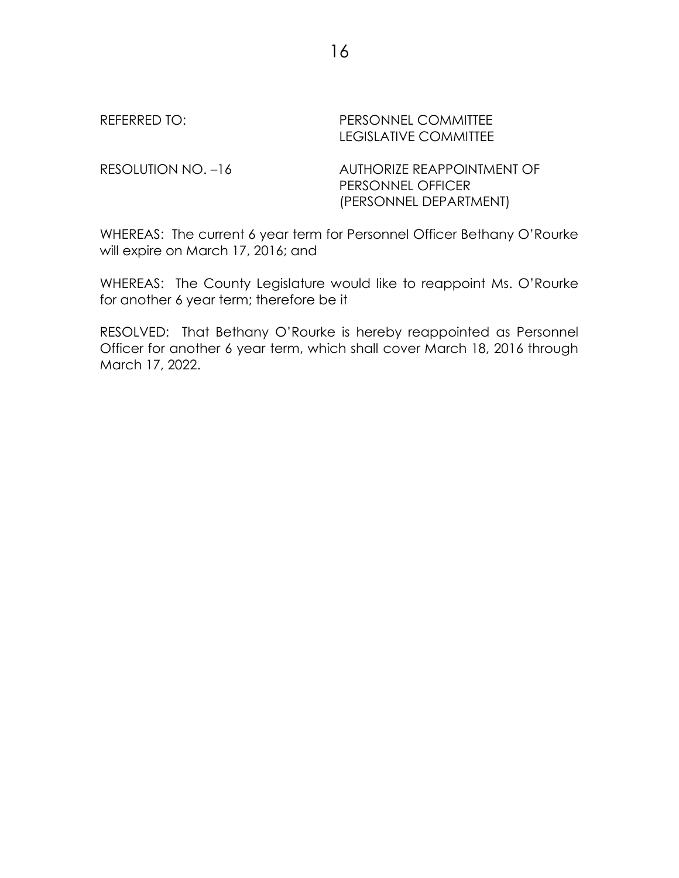REFERRED TO: PERSONNEL COMMITTEE
LEGISLATIVE COMMITTEE

RESOLUTION NO. –16 AUTHORIZE REAPPOINTMENT OF PERSONNEL OFFICER (PERSONNEL DEPARTMENT)

WHEREAS: The current 6 year term for Personnel Officer Bethany O'Rourke will expire on March 17, 2016; and

WHEREAS: The County Legislature would like to reappoint Ms. O'Rourke for another 6 year term; therefore be it

RESOLVED: That Bethany O'Rourke is hereby reappointed as Personnel Officer for another 6 year term, which shall cover March 18, 2016 through March 17, 2022.